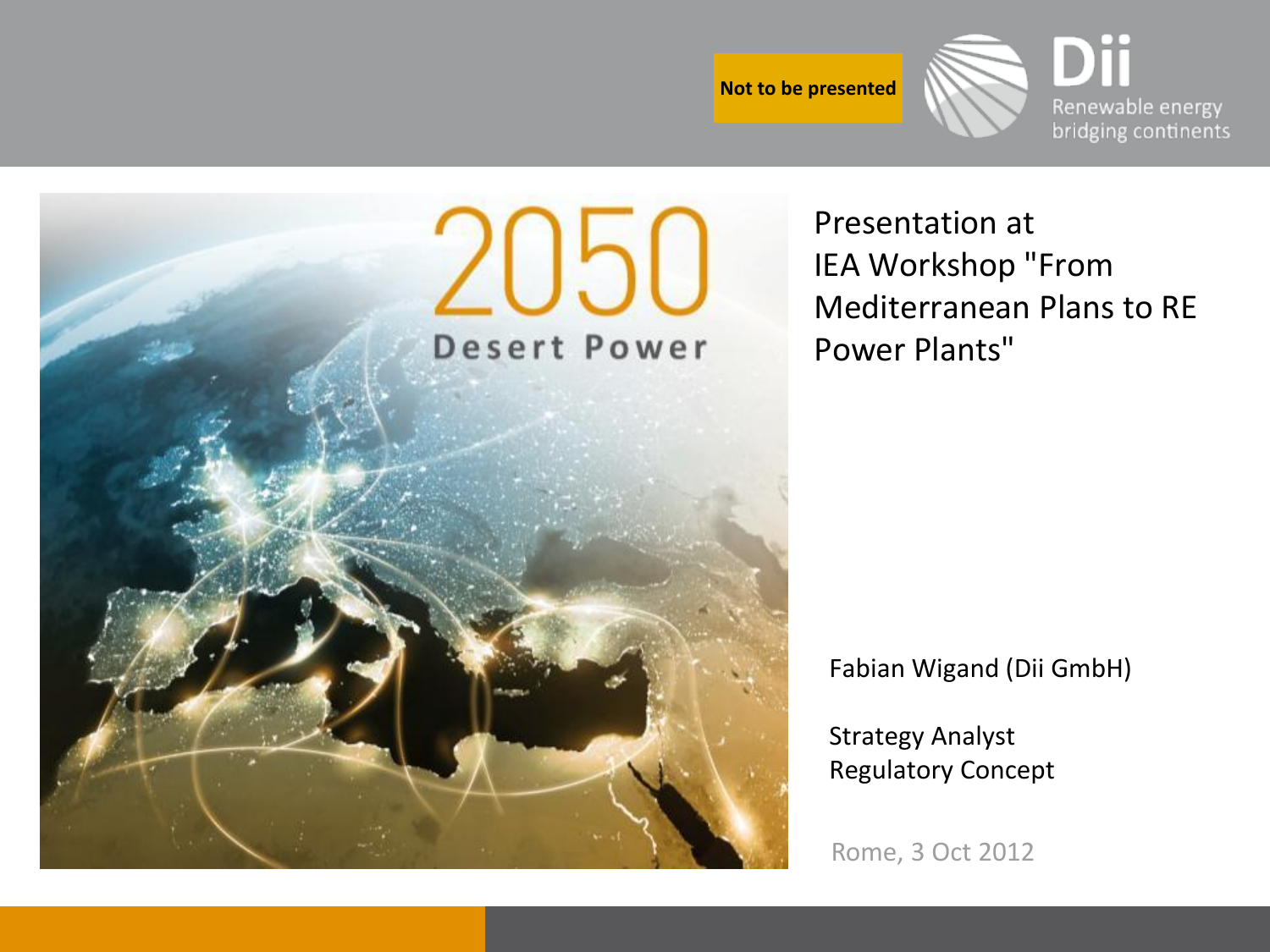Not to be presented

Dii
Renewable energy bridging continents

2050
Desert Power

# Presentation at IEA Workshop "From Mediterranean Plans to RE Power Plants"

Fabian Wigand (Dii GmbH)

Strategy Analyst
Regulatory Concept

Rome, 3 Oct 2012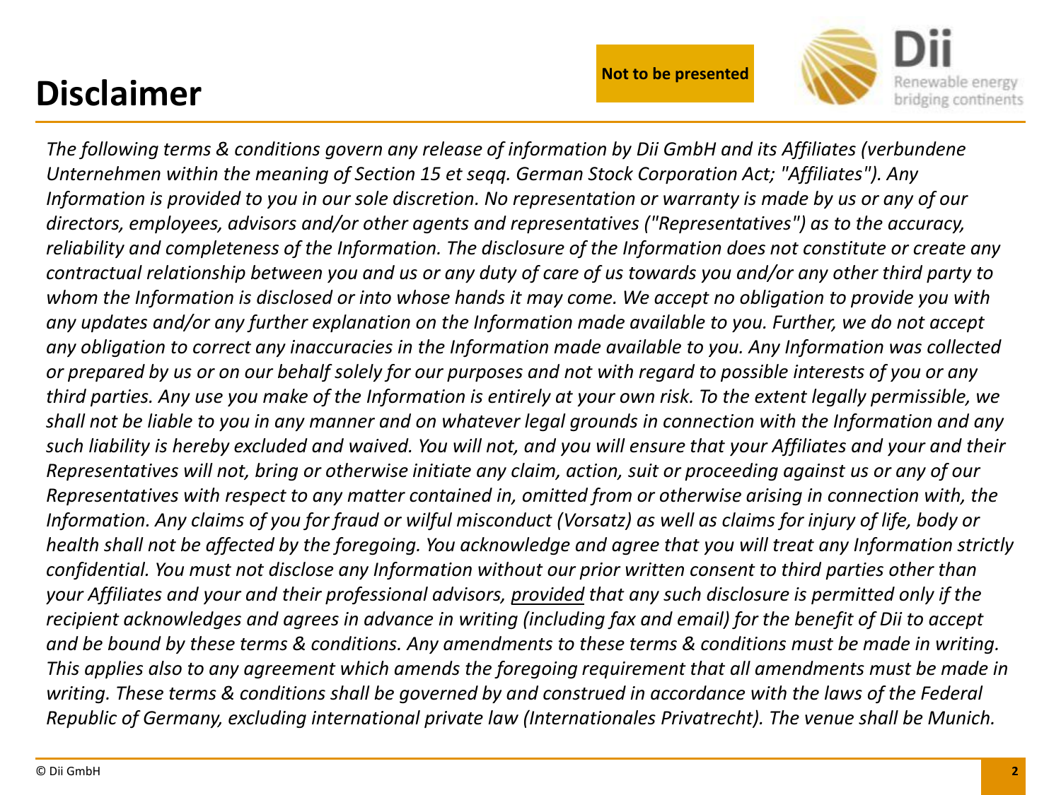# Disclaimer

**Not to be presented**

*The following terms & conditions govern any release of information by Dii GmbH and its Affiliates (verbundene Unternehmen within the meaning of Section 15 et seqq. German Stock Corporation Act; "Affiliates"). Any Information is provided to you in our sole discretion. No representation or warranty is made by us or any of our directors, employees, advisors and/or other agents and representatives ("Representatives") as to the accuracy, reliability and completeness of the Information. The disclosure of the Information does not constitute or create any contractual relationship between you and us or any duty of care of us towards you and/or any other third party to whom the Information is disclosed or into whose hands it may come. We accept no obligation to provide you with any updates and/or any further explanation on the Information made available to you. Further, we do not accept any obligation to correct any inaccuracies in the Information made available to you. Any Information was collected or prepared by us or on our behalf solely for our purposes and not with regard to possible interests of you or any third parties. Any use you make of the Information is entirely at your own risk. To the extent legally permissible, we shall not be liable to you in any manner and on whatever legal grounds in connection with the Information and any such liability is hereby excluded and waived. You will not, and you will ensure that your Affiliates and your and their Representatives will not, bring or otherwise initiate any claim, action, suit or proceeding against us or any of our Representatives with respect to any matter contained in, omitted from or otherwise arising in connection with, the Information. Any claims of you for fraud or wilful misconduct (Vorsatz) as well as claims for injury of life, body or health shall not be affected by the foregoing. You acknowledge and agree that you will treat any Information strictly confidential. You must not disclose any Information without our prior written consent to third parties other than your Affiliates and your and their professional advisors, <u>provided</u> that any such disclosure is permitted only if the recipient acknowledges and agrees in advance in writing (including fax and email) for the benefit of Dii to accept and be bound by these terms & conditions. Any amendments to these terms & conditions must be made in writing. This applies also to any agreement which amends the foregoing requirement that all amendments must be made in writing. These terms & conditions shall be governed by and construed in accordance with the laws of the Federal Republic of Germany, excluding international private law (Internationales Privatrecht). The venue shall be Munich.*

© Dii GmbH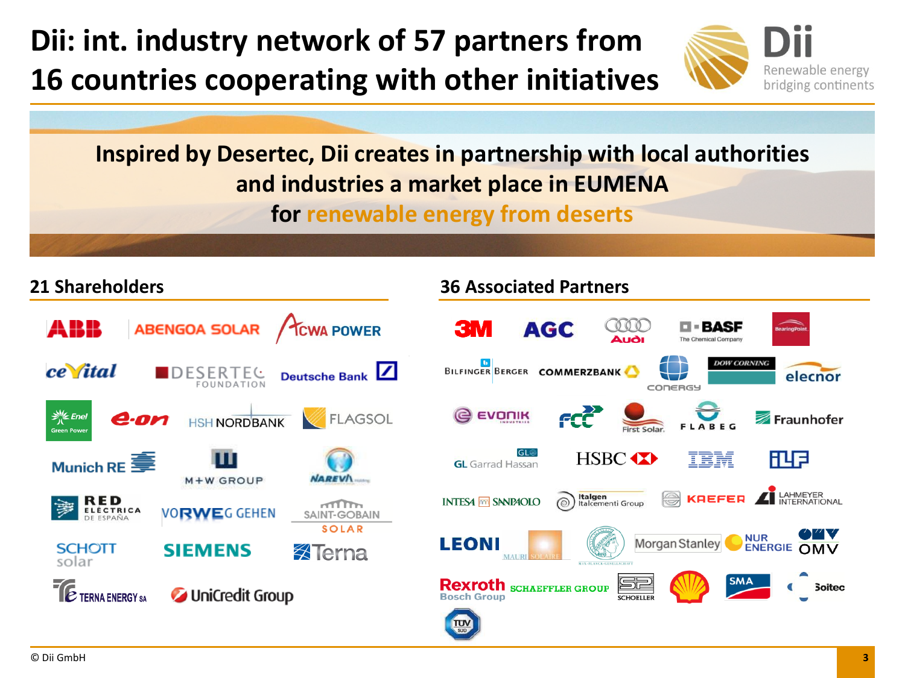# Dii: int. industry network of 57 partners from 16 countries cooperating with other initiatives

Dii

Renewable energy bridging continents

**Inspired by Desertec, Dii creates in partnership with local authorities and industries a market place in EUMENA for renewable energy from deserts**

## 21 Shareholders

- ABB
- ABENGOA SOLAR
- ACWA POWER
- cevital
- DESERTEC FOUNDATION
- Deutsche Bank
- Enel Green Power
- e·on
- HSH NORDBANK
- FLAGSOL
- Munich RE
- M+W GROUP
- NAREVA Holding
- RED ELÉCTRICA DE ESPAÑA
- VORWEG GEHEN
- SAINT-GOBAIN SOLAR
- SCHOTT solar
- SIEMENS
- Terna
- TERNA ENERGY SA
- UniCredit Group

## 36 Associated Partners

- 3M
- AGC
- Audi
- BASF The Chemical Company
- BearingPoint
- Bilfinger Berger
- COMMERZBANK
- conergy
- DOW CORNING
- elecnor
- EVONIK INDUSTRIES
- FCC
- First Solar
- FLABEG
- Fraunhofer
- GL Garrad Hassan
- HSBC
- IBM
- ILF
- INTESA SANPAOLO
- Italgen Italcementi Group
- KAEFER
- LAHMEYER INTERNATIONAL
- LEONI
- MAURI SOLAIRE
- MAX-PLANCK-GESELLSCHAFT
- Morgan Stanley
- NUR ENERGIE
- OMV
- Rexroth Bosch Group
- SCHAEFFLER GROUP
- SCHOELLER
- Shell
- SMA
- Soitec
- TÜV SÜD

© Dii GmbH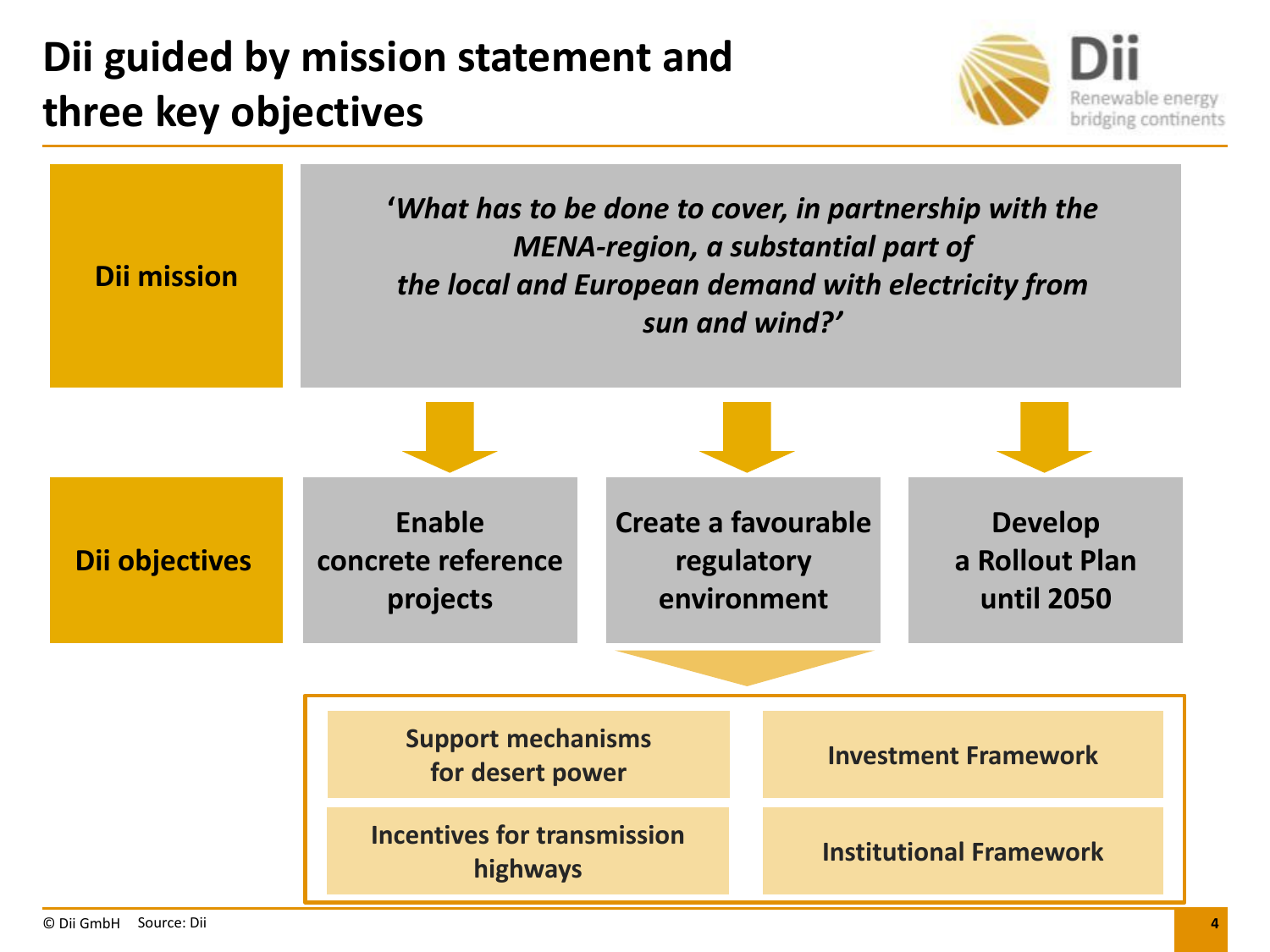# Dii guided by mission statement and three key objectives

Dii – Renewable energy bridging continents

**Dii mission**

*'What has to be done to cover, in partnership with the MENA-region, a substantial part of the local and European demand with electricity from sun and wind?'*

**Dii objectives**

- **Enable concrete reference projects**
- **Create a favourable regulatory environment**
  - Support mechanisms for desert power
  - Investment Framework
  - Incentives for transmission highways
  - Institutional Framework
- **Develop a Rollout Plan until 2050**

© Dii GmbH Source: Dii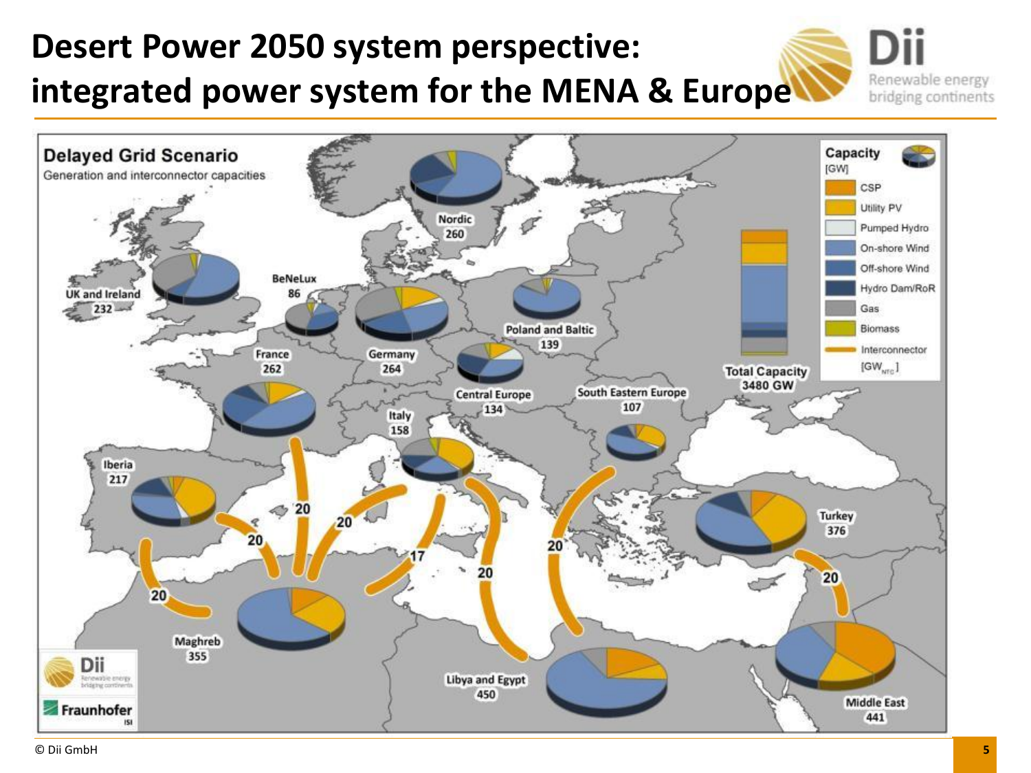# Desert Power 2050 system perspective: integrated power system for the MENA & Europe

**Delayed Grid Scenario**

Generation and interconnector capacities

**Capacity** [GW]

- CSP
- Utility PV
- Pumped Hydro
- On-shore Wind
- Off-shore Wind
- Hydro Dam/RoR
- Gas
- Biomass
- Interconnector [$GW_{NTC}$]

| Region | Capacity [GW] |
| --- | --- |
| Nordic | 260 |
| UK and Ireland | 232 |
| BeNeLux | 86 |
| Germany | 264 |
| Poland and Baltic | 139 |
| France | 262 |
| Central Europe | 134 |
| South Eastern Europe | 107 |
| Italy | 158 |
| Iberia | 217 |
| Turkey | 376 |
| Maghreb | 355 |
| Libya and Egypt | 450 |
| Middle East | 441 |

Total Capacity 3480 GW

Interconnector capacities: 20, 20, 20, 20, 17, 20, 20, 20, 20

© Dii GmbH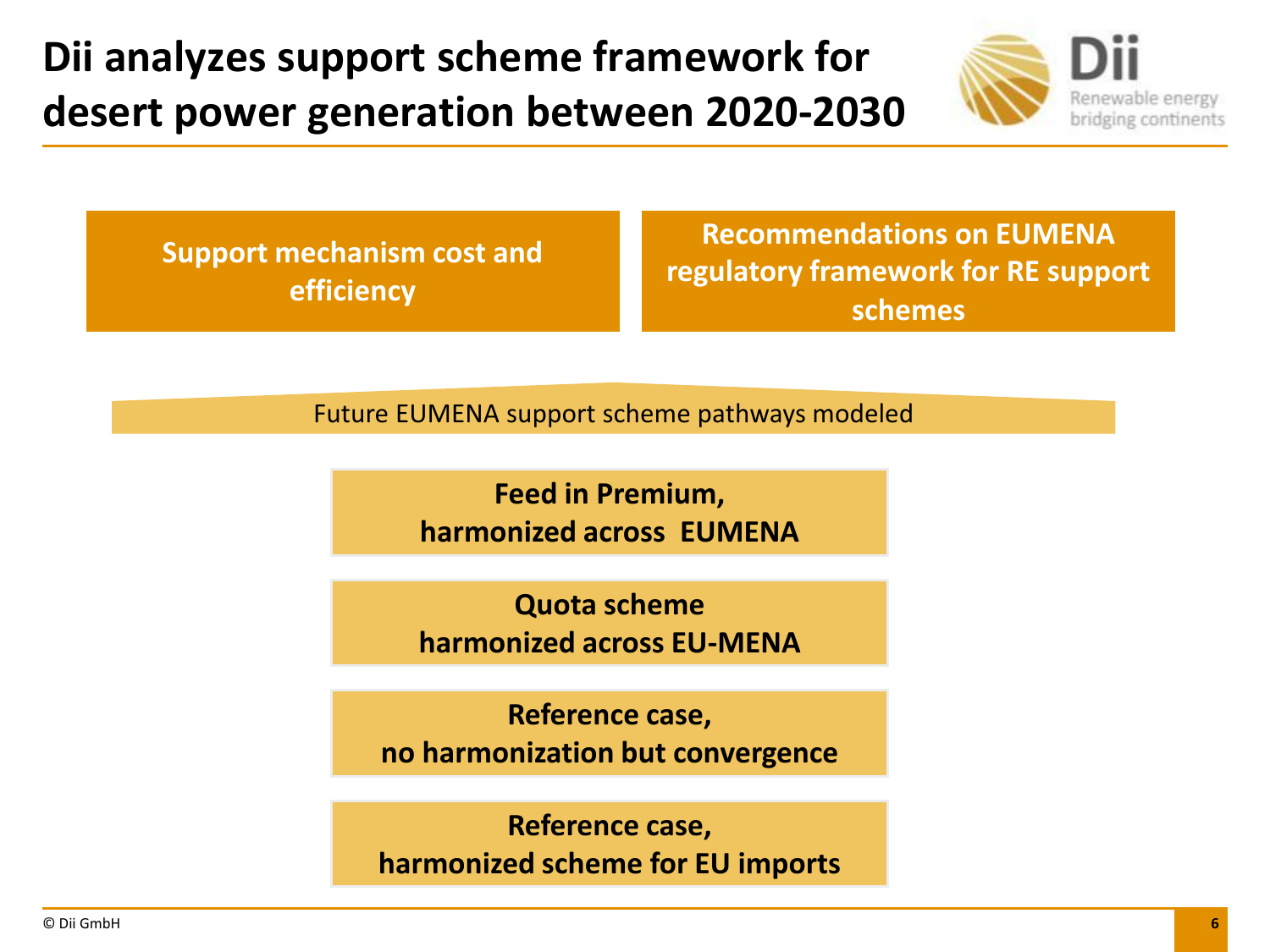# Dii analyzes support scheme framework for desert power generation between 2020-2030

**Support mechanism cost and efficiency**

**Recommendations on EUMENA regulatory framework for RE support schemes**

Future EUMENA support scheme pathways modeled

**Feed in Premium,**
**harmonized across EUMENA**

**Quota scheme**
**harmonized across EU-MENA**

**Reference case,**
**no harmonization but convergence**

**Reference case,**
**harmonized scheme for EU imports**

© Dii GmbH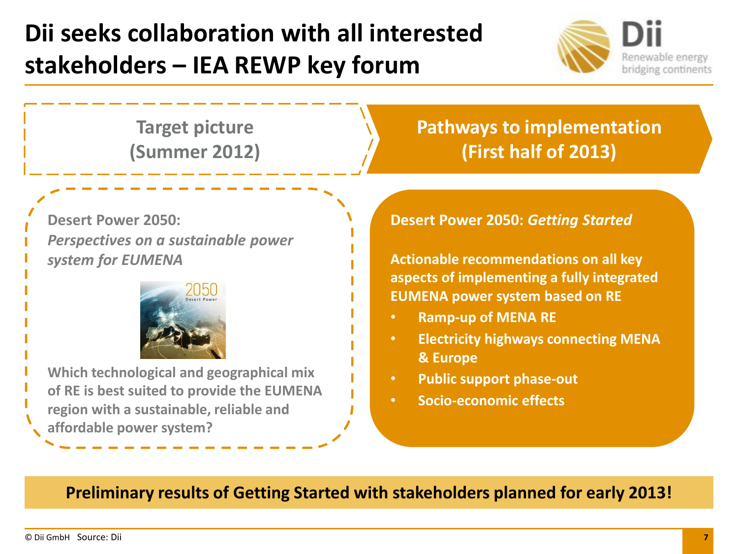# Dii seeks collaboration with all interested stakeholders – IEA REWP key forum

Dii
Renewable energy bridging continents

## Target picture (Summer 2012)

**Desert Power 2050:** ***Perspectives on a sustainable power system for EUMENA***

**Which technological and geographical mix of RE is best suited to provide the EUMENA region with a sustainable, reliable and affordable power system?**

## Pathways to implementation (First half of 2013)

**Desert Power 2050:** ***Getting Started***

**Actionable recommendations on all key aspects of implementing a fully integrated EUMENA power system based on RE**

- **Ramp-up of MENA RE**
- **Electricity highways connecting MENA & Europe**
- **Public support phase-out**
- **Socio-economic effects**

**Preliminary results of Getting Started with stakeholders planned for early 2013!**

© Dii GmbH Source: Dii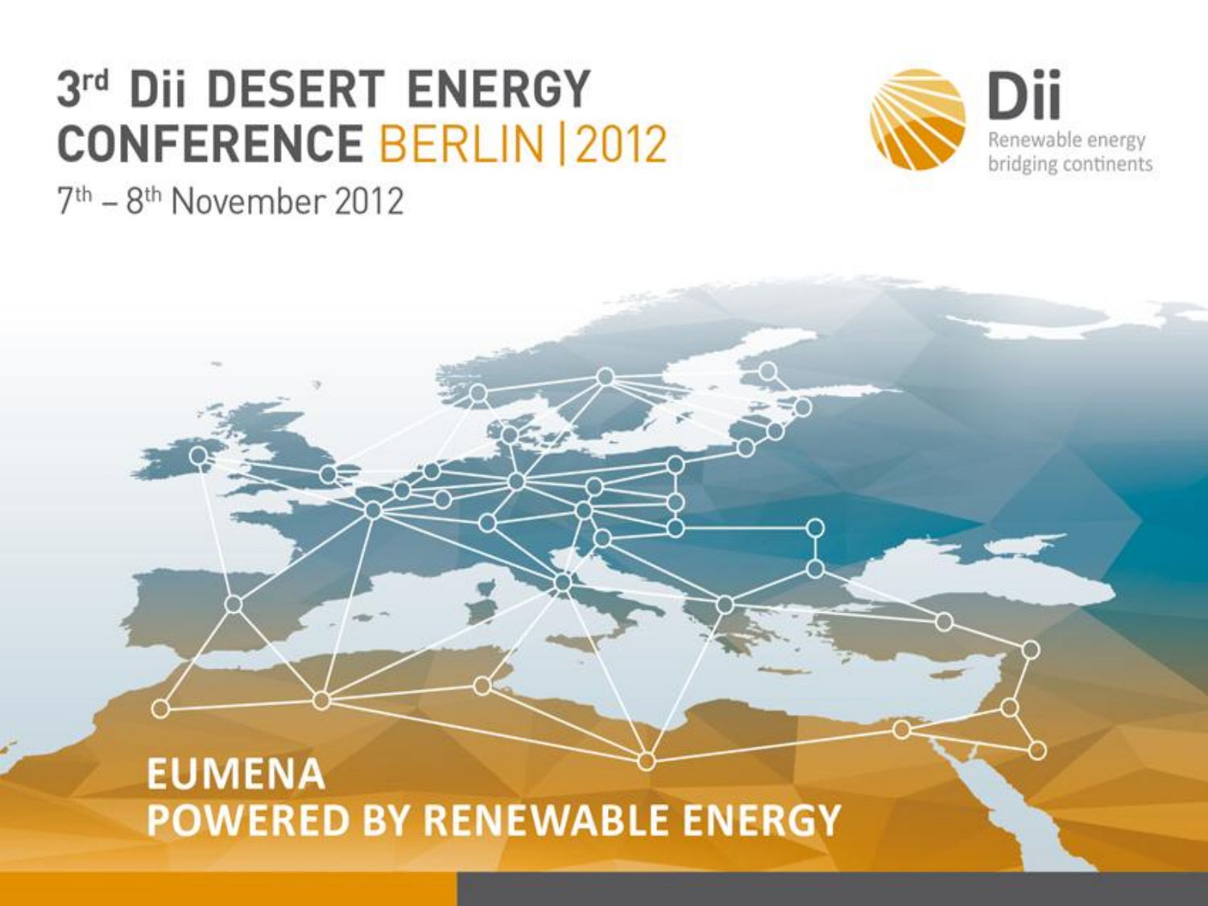# 3rd Dii DESERT ENERGY CONFERENCE BERLIN | 2012

7th – 8th November 2012

Dii

Renewable energy bridging continents

**EUMENA POWERED BY RENEWABLE ENERGY**